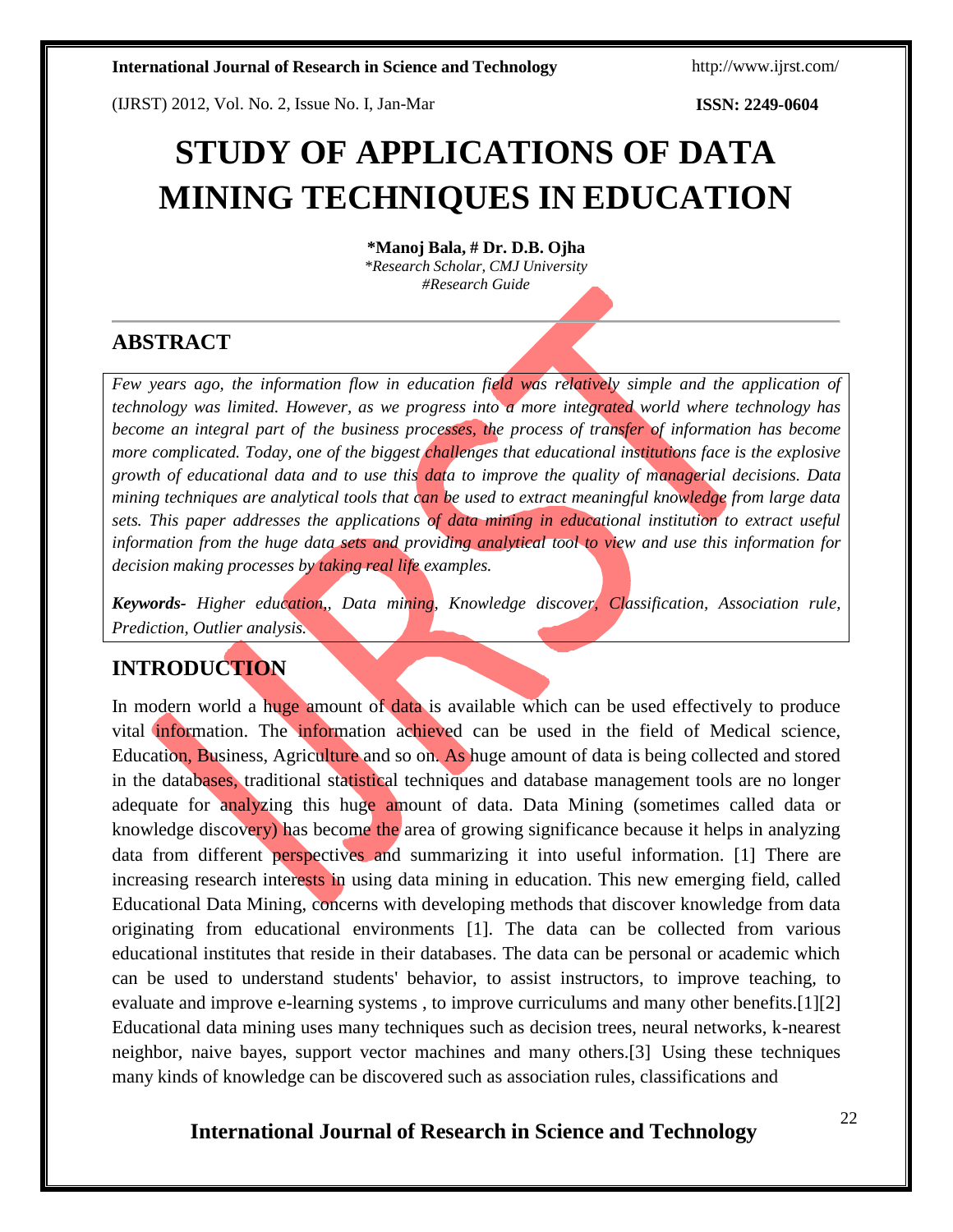# STUDY OF APPLICATIONS OF DATA MINING TECHNIQUES IN EDUCATION

**\*Manoj Bala, # Dr. D.B. Ojha**

*\*Research Scholar, CMJ University*

*#Research Guide*

## ABSTRACT

*Few years ago, the information flow in education field was relatively simple and the application of technology was limited. However, as we progress into a more integrated world where technology has become an integral part of the business processes, the process of transfer of information has become more complicated. Today, one of the biggest challenges that educational institutions face is the explosive growth of educational data and to use this data to improve the quality of managerial decisions. Data mining techniques are analytical tools that can be used to extract meaningful knowledge from large data sets. This paper addresses the applications of data mining in educational institution to extract useful information from the huge data sets and providing analytical tool to view and use this information for decision making processes by taking real life examples.*

***Keywords-*** *Higher education,, Data mining, Knowledge discover, Classification, Association rule, Prediction, Outlier analysis.*

## INTRODUCTION

In modern world a huge amount of data is available which can be used effectively to produce vital information. The information achieved can be used in the field of Medical science, Education, Business, Agriculture and so on. As huge amount of data is being collected and stored in the databases, traditional statistical techniques and database management tools are no longer adequate for analyzing this huge amount of data. Data Mining (sometimes called data or knowledge discovery) has become the area of growing significance because it helps in analyzing data from different perspectives and summarizing it into useful information. [1] There are increasing research interests in using data mining in education. This new emerging field, called Educational Data Mining, concerns with developing methods that discover knowledge from data originating from educational environments [1]. The data can be collected from various educational institutes that reside in their databases. The data can be personal or academic which can be used to understand students' behavior, to assist instructors, to improve teaching, to evaluate and improve e-learning systems , to improve curriculums and many other benefits.[1][2] Educational data mining uses many techniques such as decision trees, neural networks, k-nearest neighbor, naive bayes, support vector machines and many others.[3] Using these techniques many kinds of knowledge can be discovered such as association rules, classifications and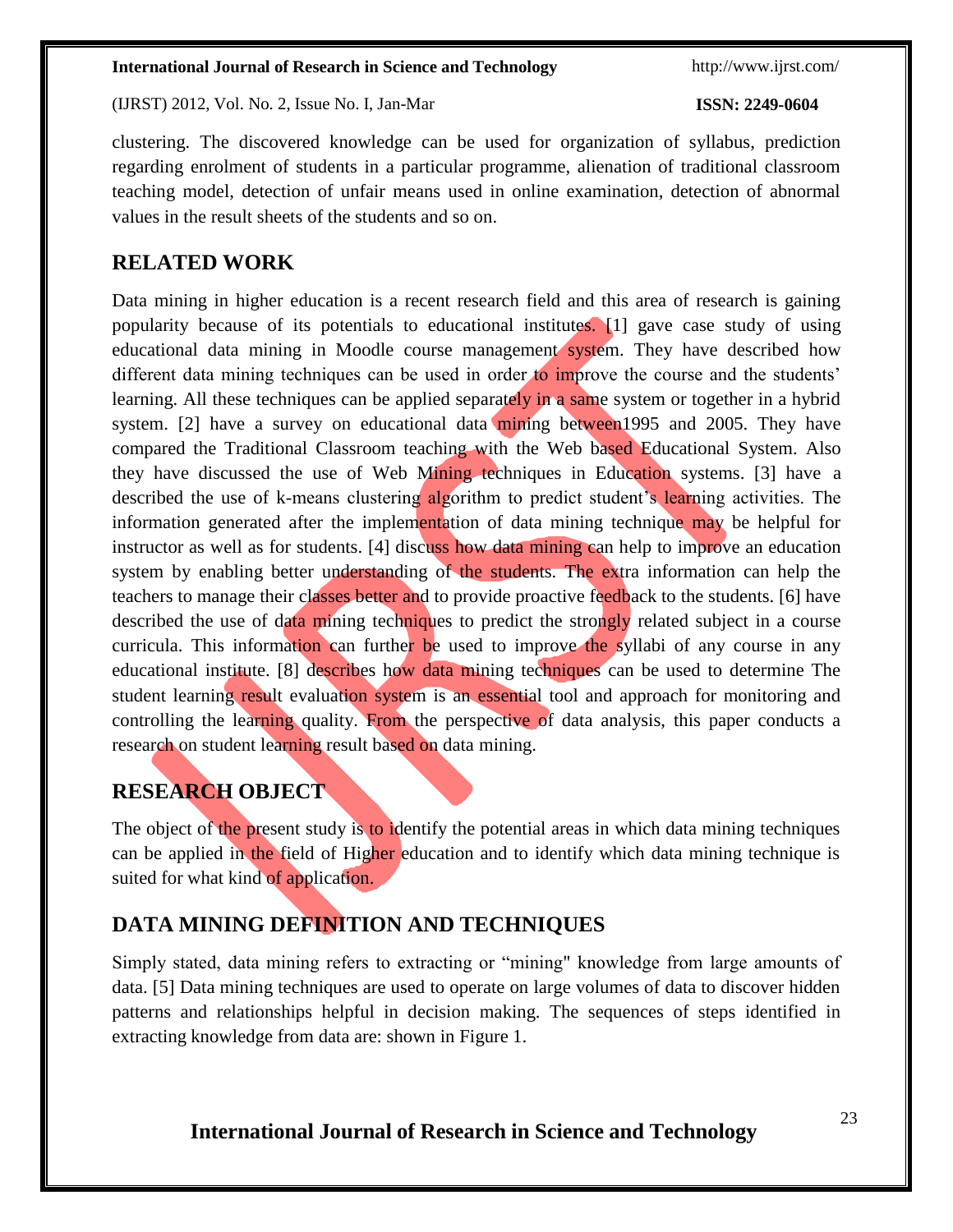clustering. The discovered knowledge can be used for organization of syllabus, prediction regarding enrolment of students in a particular programme, alienation of traditional classroom teaching model, detection of unfair means used in online examination, detection of abnormal values in the result sheets of the students and so on.

## RELATED WORK

Data mining in higher education is a recent research field and this area of research is gaining popularity because of its potentials to educational institutes. [1] gave case study of using educational data mining in Moodle course management system. They have described how different data mining techniques can be used in order to improve the course and the students' learning. All these techniques can be applied separately in a same system or together in a hybrid system. [2] have a survey on educational data mining between1995 and 2005. They have compared the Traditional Classroom teaching with the Web based Educational System. Also they have discussed the use of Web Mining techniques in Education systems. [3] have a described the use of k-means clustering algorithm to predict student's learning activities. The information generated after the implementation of data mining technique may be helpful for instructor as well as for students. [4] discuss how data mining can help to improve an education system by enabling better understanding of the students. The extra information can help the teachers to manage their classes better and to provide proactive feedback to the students. [6] have described the use of data mining techniques to predict the strongly related subject in a course curricula. This information can further be used to improve the syllabi of any course in any educational institute. [8] describes how data mining techniques can be used to determine The student learning result evaluation system is an essential tool and approach for monitoring and controlling the learning quality. From the perspective of data analysis, this paper conducts a research on student learning result based on data mining.

## RESEARCH OBJECT

The object of the present study is to identify the potential areas in which data mining techniques can be applied in the field of Higher education and to identify which data mining technique is suited for what kind of application.

## DATA MINING DEFINITION AND TECHNIQUES

Simply stated, data mining refers to extracting or "mining" knowledge from large amounts of data. [5] Data mining techniques are used to operate on large volumes of data to discover hidden patterns and relationships helpful in decision making. The sequences of steps identified in extracting knowledge from data are: shown in Figure 1.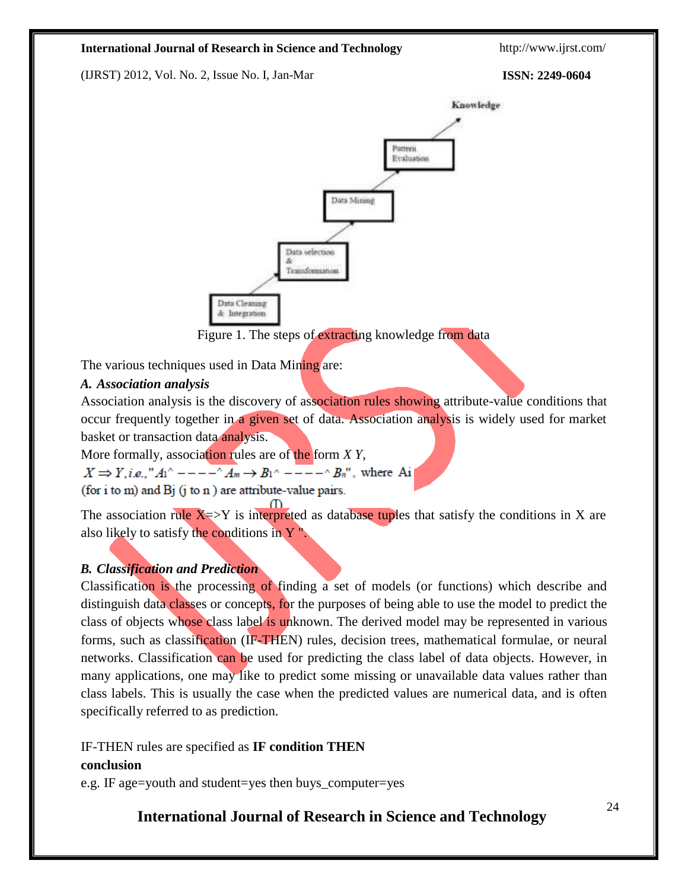Figure 1. The steps of extracting knowledge from data

The various techniques used in Data Mining are:

### *A. Association analysis*

Association analysis is the discovery of association rules showing attribute-value conditions that occur frequently together in a given set of data. Association analysis is widely used for market basket or transaction data analysis.

More formally, association rules are of the form *X Y*,

$X \Rightarrow Y, i.e., "A_1 \wedge ----\wedge A_m \rightarrow B_1 \wedge ----\wedge B_n"$, where Ai (for i to m) and Bj (j to n ) are attribute-value pairs.

(I)

The association rule X=>Y is interpreted as database tuples that satisfy the conditions in X are also likely to satisfy the conditions in Y ".

### *B. Classification and Prediction*

Classification is the processing of finding a set of models (or functions) which describe and distinguish data classes or concepts, for the purposes of being able to use the model to predict the class of objects whose class label is unknown. The derived model may be represented in various forms, such as classification (IF-THEN) rules, decision trees, mathematical formulae, or neural networks. Classification can be used for predicting the class label of data objects. However, in many applications, one may like to predict some missing or unavailable data values rather than class labels. This is usually the case when the predicted values are numerical data, and is often specifically referred to as prediction.

IF-THEN rules are specified as **IF condition THEN conclusion**

e.g. IF age=youth and student=yes then buys_computer=yes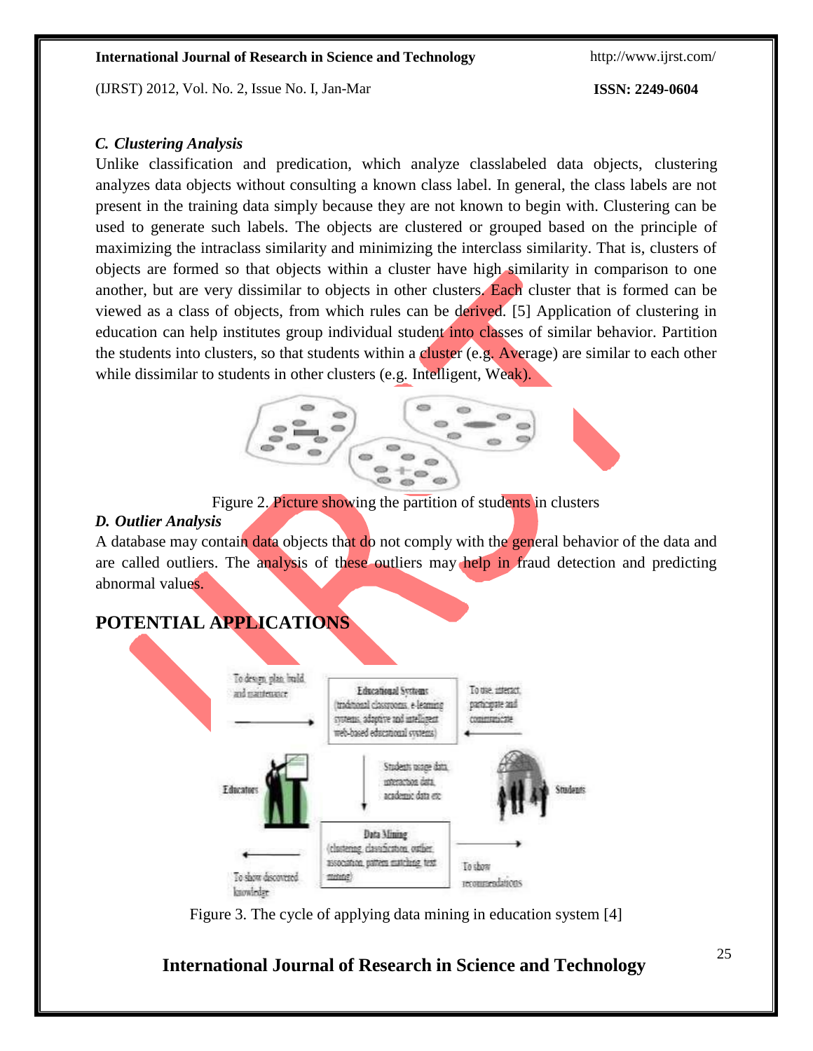### *C. Clustering Analysis*

Unlike classification and predication, which analyze classlabeled data objects, clustering analyzes data objects without consulting a known class label. In general, the class labels are not present in the training data simply because they are not known to begin with. Clustering can be used to generate such labels. The objects are clustered or grouped based on the principle of maximizing the intraclass similarity and minimizing the interclass similarity. That is, clusters of objects are formed so that objects within a cluster have high similarity in comparison to one another, but are very dissimilar to objects in other clusters. Each cluster that is formed can be viewed as a class of objects, from which rules can be derived. [5] Application of clustering in education can help institutes group individual student into classes of similar behavior. Partition the students into clusters, so that students within a cluster (e.g. Average) are similar to each other while dissimilar to students in other clusters (e.g. Intelligent, Weak).

Figure 2. Picture showing the partition of students in clusters

### *D. Outlier Analysis*

A database may contain data objects that do not comply with the general behavior of the data and are called outliers. The analysis of these outliers may help in fraud detection and predicting abnormal values.

## POTENTIAL APPLICATIONS

Figure 3. The cycle of applying data mining in education system [4]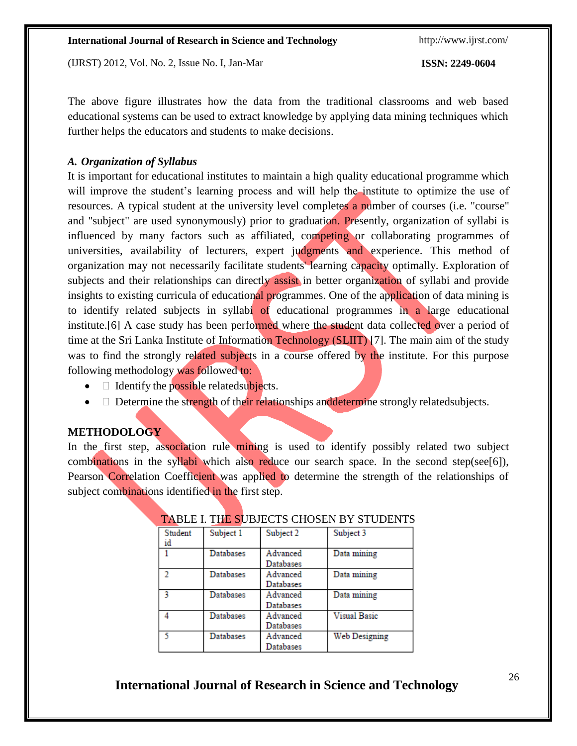The above figure illustrates how the data from the traditional classrooms and web based educational systems can be used to extract knowledge by applying data mining techniques which further helps the educators and students to make decisions.

### *A. Organization of Syllabus*

It is important for educational institutes to maintain a high quality educational programme which will improve the student's learning process and will help the institute to optimize the use of resources. A typical student at the university level completes a number of courses (i.e. "course" and "subject" are used synonymously) prior to graduation. Presently, organization of syllabi is influenced by many factors such as affiliated, competing or collaborating programmes of universities, availability of lecturers, expert judgments and experience. This method of organization may not necessarily facilitate students' learning capacity optimally. Exploration of subjects and their relationships can directly assist in better organization of syllabi and provide insights to existing curricula of educational programmes. One of the application of data mining is to identify related subjects in syllabi of educational programmes in a large educational institute.[6] A case study has been performed where the student data collected over a period of time at the Sri Lanka Institute of Information Technology (SLIIT) [7]. The main aim of the study was to find the strongly related subjects in a course offered by the institute. For this purpose following methodology was followed to:

- Identify the possible relatedsubjects.
- Determine the strength of their relationships anddetermine strongly relatedsubjects.

## METHODOLOGY

In the first step, association rule mining is used to identify possibly related two subject combinations in the syllabi which also reduce our search space. In the second step(see[6]), Pearson Correlation Coefficient was applied to determine the strength of the relationships of subject combinations identified in the first step.

TABLE I. THE SUBJECTS CHOSEN BY STUDENTS

| Student id | Subject 1 | Subject 2 | Subject 3 |
|---|---|---|---|
| 1 | Databases | Advanced Databases | Data mining |
| 2 | Databases | Advanced Databases | Data mining |
| 3 | Databases | Advanced Databases | Data mining |
| 4 | Databases | Advanced Databases | Visual Basic |
| 5 | Databases | Advanced Databases | Web Designing |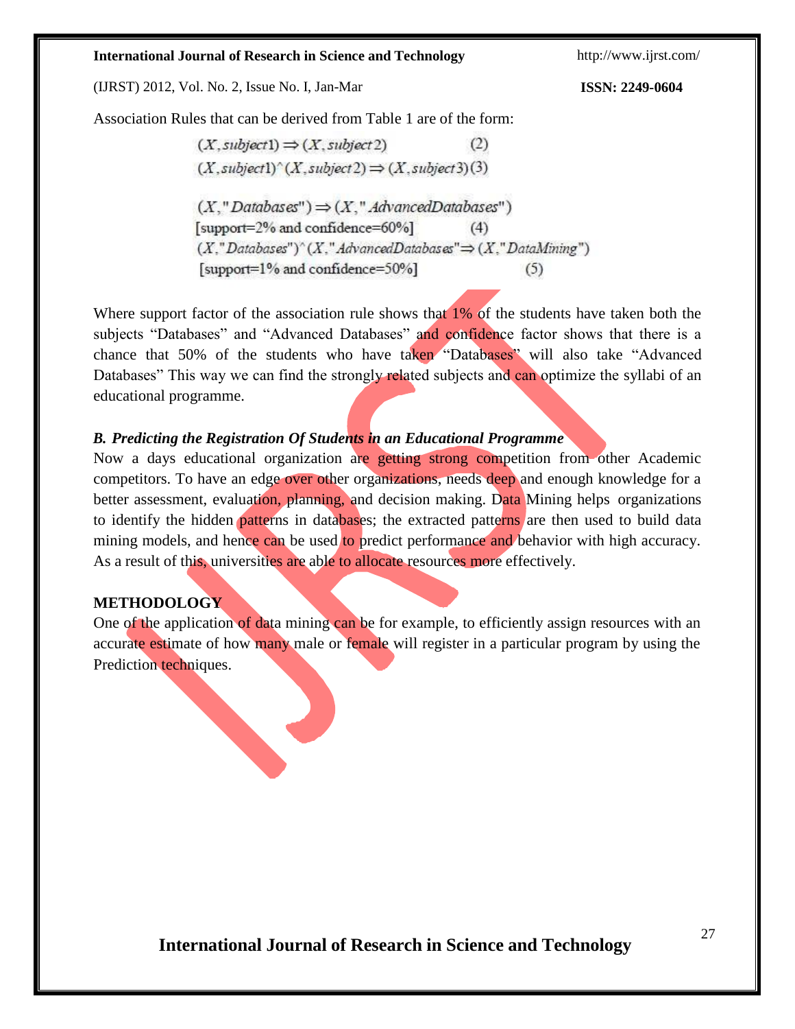Association Rules that can be derived from Table 1 are of the form:

$$(X, subject1) \Rightarrow (X, subject2) \quad (2)$$

$$(X, subject1)\hat{}(X, subject2) \Rightarrow (X, subject3) \quad (3)$$

$$(X, "Databases") \Rightarrow (X, "AdvancedDatabases")$$

[support=2% and confidence=60%] (4)

$$(X, "Databases")\hat{}(X, "AdvancedDatabases" \Rightarrow (X, "DataMining")$$

[support=1% and confidence=50%] (5)

Where support factor of the association rule shows that 1% of the students have taken both the subjects "Databases" and "Advanced Databases" and confidence factor shows that there is a chance that 50% of the students who have taken "Databases" will also take "Advanced Databases" This way we can find the strongly related subjects and can optimize the syllabi of an educational programme.

### *B. Predicting the Registration Of Students in an Educational Programme*

Now a days educational organization are getting strong competition from other Academic competitors. To have an edge over other organizations, needs deep and enough knowledge for a better assessment, evaluation, planning, and decision making. Data Mining helps organizations to identify the hidden patterns in databases; the extracted patterns are then used to build data mining models, and hence can be used to predict performance and behavior with high accuracy. As a result of this, universities are able to allocate resources more effectively.

## METHODOLOGY

One of the application of data mining can be for example, to efficiently assign resources with an accurate estimate of how many male or female will register in a particular program by using the Prediction techniques.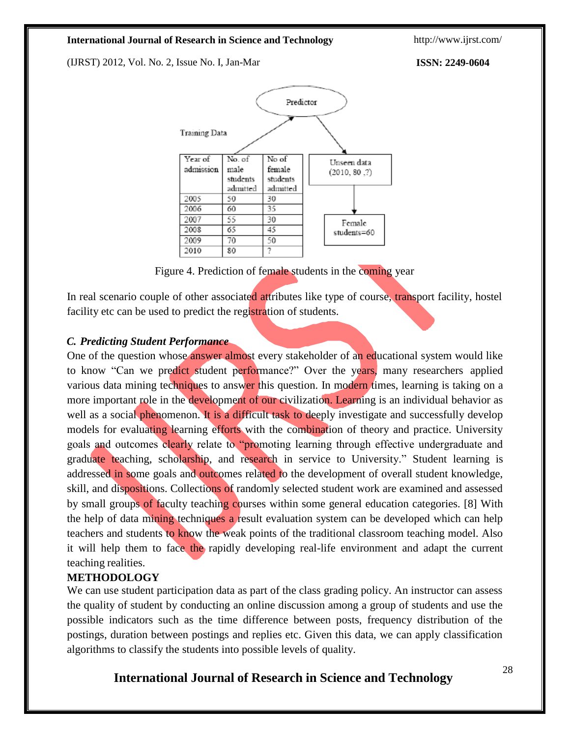| Year of admission | No. of male students admitted | No of female students admitted |
|---|---|---|
| 2005 | 50 | 30 |
| 2006 | 60 | 35 |
| 2007 | 55 | 30 |
| 2008 | 65 | 45 |
| 2009 | 70 | 50 |
| 2010 | 80 | ? |

Training Data → Predictor → Unseen data (2010, 80 ,?) → Female students=60

Figure 4. Prediction of female students in the coming year

In real scenario couple of other associated attributes like type of course, transport facility, hostel facility etc can be used to predict the registration of students.

### *C. Predicting Student Performance*

One of the question whose answer almost every stakeholder of an educational system would like to know "Can we predict student performance?" Over the years, many researchers applied various data mining techniques to answer this question. In modern times, learning is taking on a more important role in the development of our civilization. Learning is an individual behavior as well as a social phenomenon. It is a difficult task to deeply investigate and successfully develop models for evaluating learning efforts with the combination of theory and practice. University goals and outcomes clearly relate to "promoting learning through effective undergraduate and graduate teaching, scholarship, and research in service to University." Student learning is addressed in some goals and outcomes related to the development of overall student knowledge, skill, and dispositions. Collections of randomly selected student work are examined and assessed by small groups of faculty teaching courses within some general education categories. [8] With the help of data mining techniques a result evaluation system can be developed which can help teachers and students to know the weak points of the traditional classroom teaching model. Also it will help them to face the rapidly developing real-life environment and adapt the current teaching realities.

**METHODOLOGY**

We can use student participation data as part of the class grading policy. An instructor can assess the quality of student by conducting an online discussion among a group of students and use the possible indicators such as the time difference between posts, frequency distribution of the postings, duration between postings and replies etc. Given this data, we can apply classification algorithms to classify the students into possible levels of quality.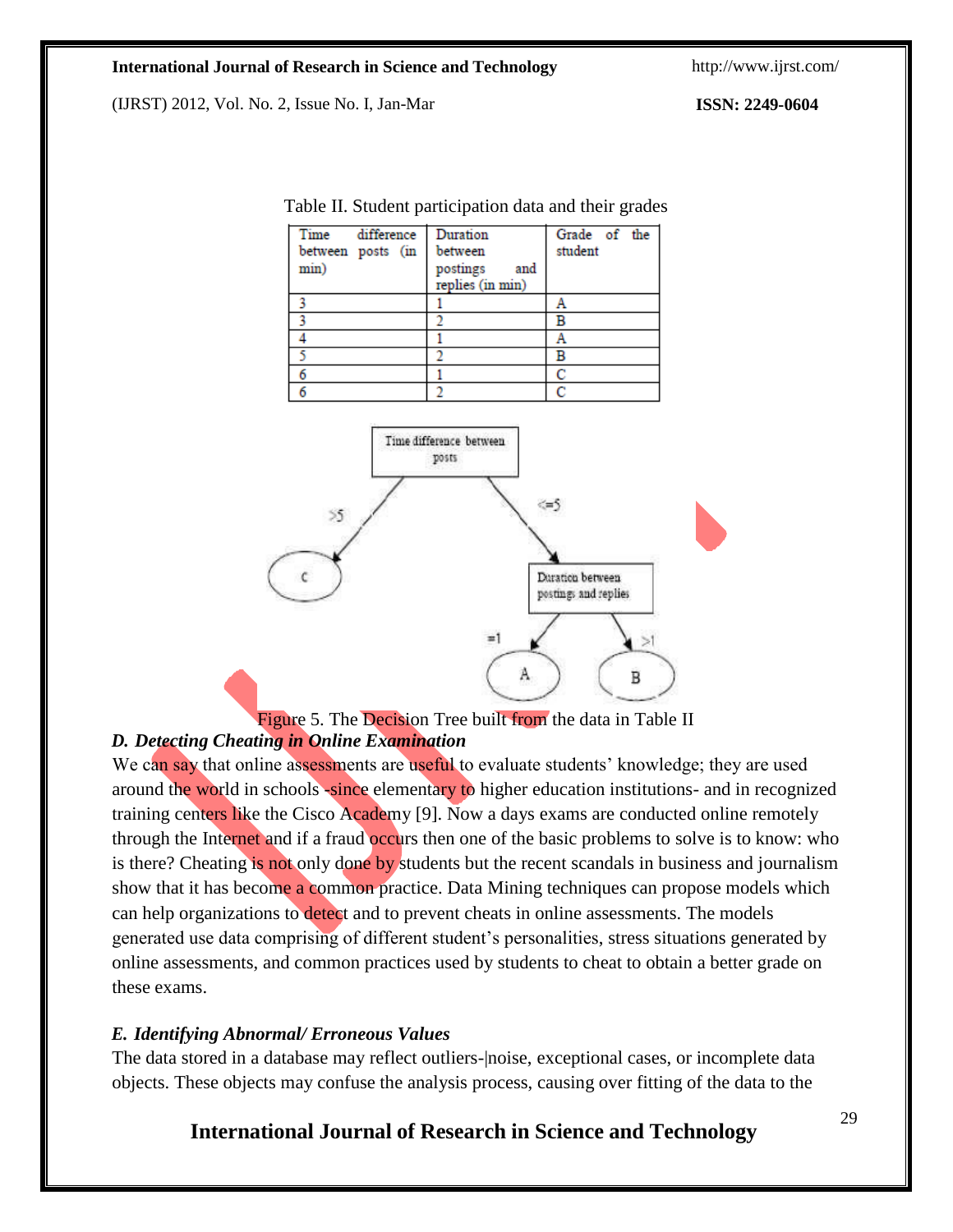Table II. Student participation data and their grades

| Time difference between posts (in min) | Duration between postings and replies (in min) | Grade of the student |
|---|---|---|
| 3 | 1 | A |
| 3 | 2 | B |
| 4 | 1 | A |
| 5 | 2 | B |
| 6 | 1 | C |
| 6 | 2 | C |

Figure 5. The Decision Tree built from the data in Table II

### *D. Detecting Cheating in Online Examination*

We can say that online assessments are useful to evaluate students' knowledge; they are used around the world in schools -since elementary to higher education institutions- and in recognized training centers like the Cisco Academy [9]. Now a days exams are conducted online remotely through the Internet and if a fraud occurs then one of the basic problems to solve is to know: who is there? Cheating is not only done by students but the recent scandals in business and journalism show that it has become a common practice. Data Mining techniques can propose models which can help organizations to detect and to prevent cheats in online assessments. The models generated use data comprising of different student's personalities, stress situations generated by online assessments, and common practices used by students to cheat to obtain a better grade on these exams.

### *E. Identifying Abnormal/ Erroneous Values*

The data stored in a database may reflect outliers-|noise, exceptional cases, or incomplete data objects. These objects may confuse the analysis process, causing over fitting of the data to the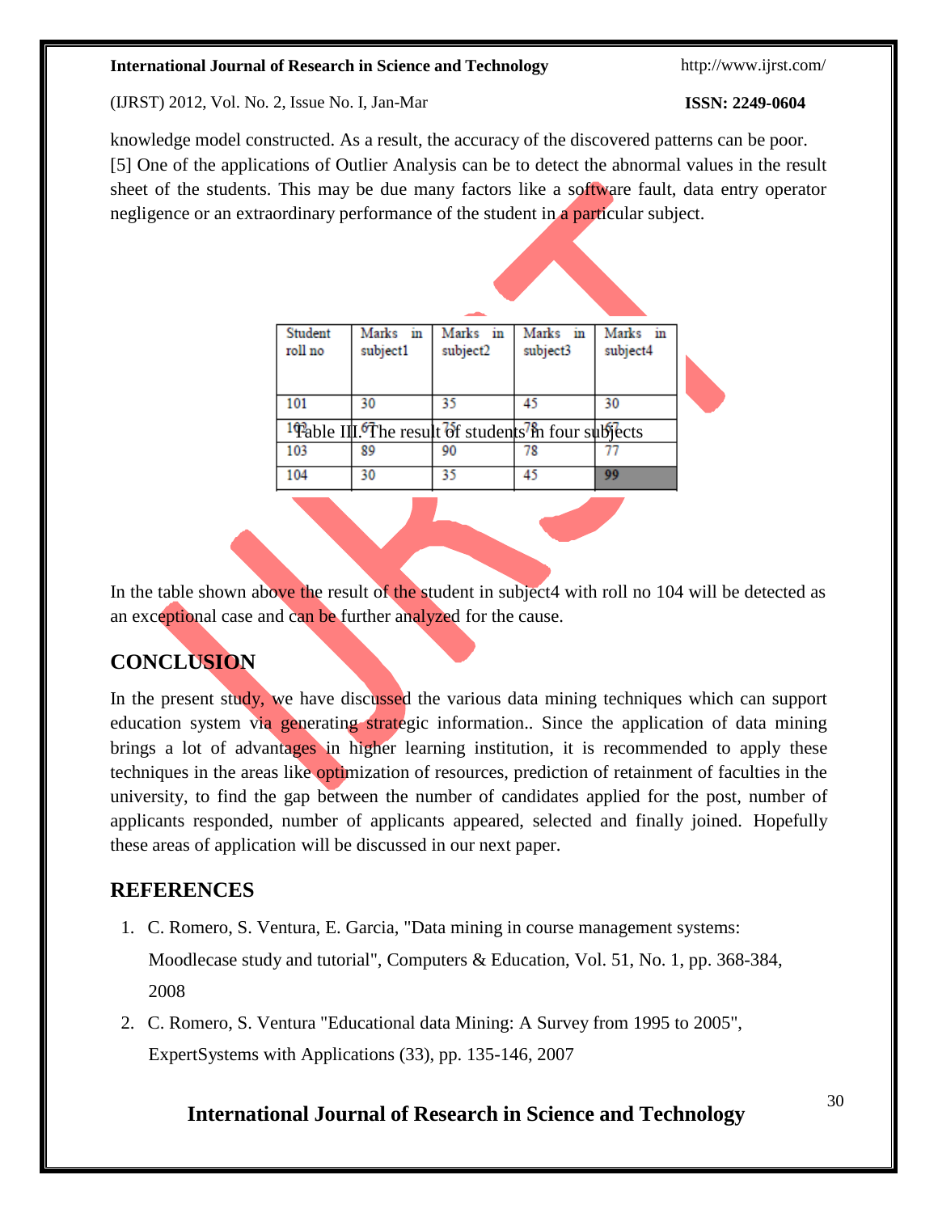knowledge model constructed. As a result, the accuracy of the discovered patterns can be poor. [5] One of the applications of Outlier Analysis can be to detect the abnormal values in the result sheet of the students. This may be due many factors like a software fault, data entry operator negligence or an extraordinary performance of the student in a particular subject.

| Student roll no | Marks in subject1 | Marks in subject2 | Marks in subject3 | Marks in subject4 |
|---|---|---|---|---|
| 101 | 30 | 35 | 45 | 30 |
| 102 | 67 | 75 | 78 | 67 |
| 103 | 89 | 90 | 78 | 77 |
| 104 | 30 | 35 | 45 | 99 |

Table III. The result of students in four subjects

In the table shown above the result of the student in subject4 with roll no 104 will be detected as an exceptional case and can be further analyzed for the cause.

## CONCLUSION

In the present study, we have discussed the various data mining techniques which can support education system via generating strategic information.. Since the application of data mining brings a lot of advantages in higher learning institution, it is recommended to apply these techniques in the areas like optimization of resources, prediction of retainment of faculties in the university, to find the gap between the number of candidates applied for the post, number of applicants responded, number of applicants appeared, selected and finally joined. Hopefully these areas of application will be discussed in our next paper.

## REFERENCES

1. C. Romero, S. Ventura, E. Garcia, "Data mining in course management systems: Moodlecase study and tutorial", Computers & Education, Vol. 51, No. 1, pp. 368-384, 2008
2. C. Romero, S. Ventura "Educational data Mining: A Survey from 1995 to 2005", ExpertSystems with Applications (33), pp. 135-146, 2007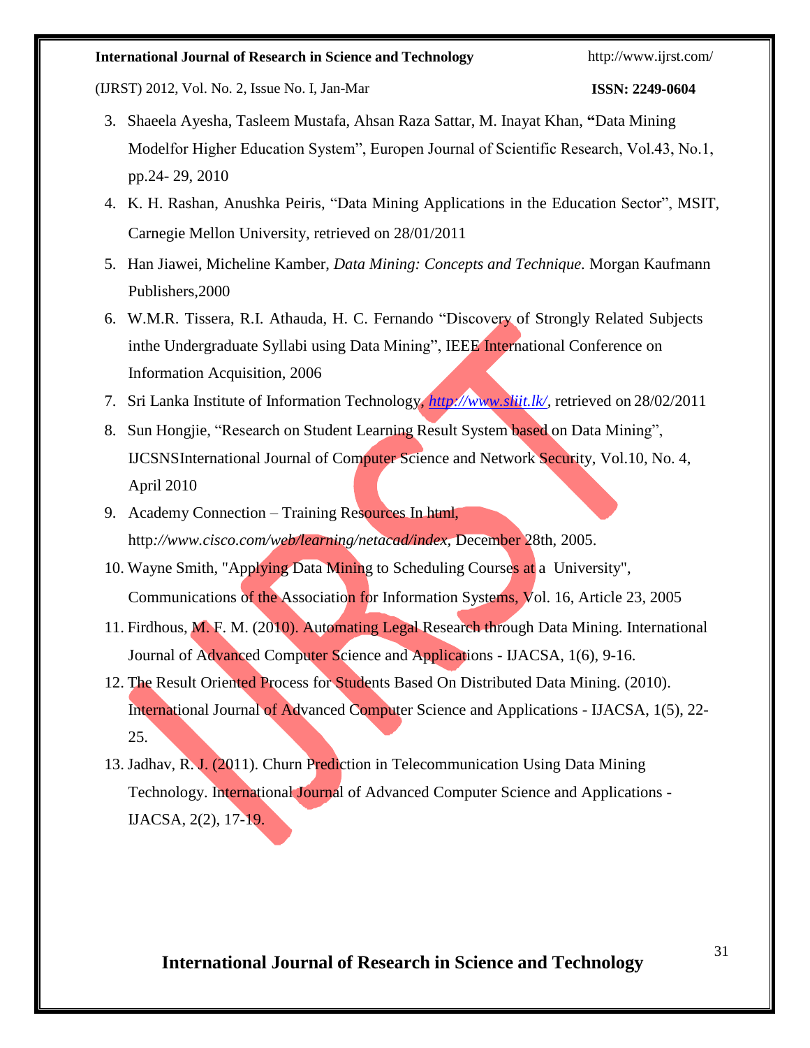3. Shaeela Ayesha, Tasleem Mustafa, Ahsan Raza Sattar, M. Inayat Khan, **"**Data Mining Modelfor Higher Education System", Europen Journal of Scientific Research, Vol.43, No.1, pp.24- 29, 2010
4. K. H. Rashan, Anushka Peiris, "Data Mining Applications in the Education Sector", MSIT, Carnegie Mellon University, retrieved on 28/01/2011
5. Han Jiawei, Micheline Kamber, *Data Mining: Concepts and Technique.* Morgan Kaufmann Publishers,2000
6. W.M.R. Tissera, R.I. Athauda, H. C. Fernando "Discovery of Strongly Related Subjects inthe Undergraduate Syllabi using Data Mining", IEEE International Conference on Information Acquisition, 2006
7. Sri Lanka Institute of Information Technology, *http://www.sliit.lk/*, retrieved on 28/02/2011
8. Sun Hongjie, "Research on Student Learning Result System based on Data Mining", IJCSNSInternational Journal of Computer Science and Network Security, Vol.10, No. 4, April 2010
9. Academy Connection – Training Resources In html, http*://www.cisco.com/web/learning/netacad/index,* December 28th, 2005.
10. Wayne Smith, "Applying Data Mining to Scheduling Courses at a University", Communications of the Association for Information Systems, Vol. 16, Article 23, 2005
11. Firdhous, M. F. M. (2010). Automating Legal Research through Data Mining. International Journal of Advanced Computer Science and Applications - IJACSA, 1(6), 9-16.
12. The Result Oriented Process for Students Based On Distributed Data Mining. (2010). International Journal of Advanced Computer Science and Applications - IJACSA, 1(5), 22-25.
13. Jadhav, R. J. (2011). Churn Prediction in Telecommunication Using Data Mining Technology. International Journal of Advanced Computer Science and Applications - IJACSA, 2(2), 17-19.